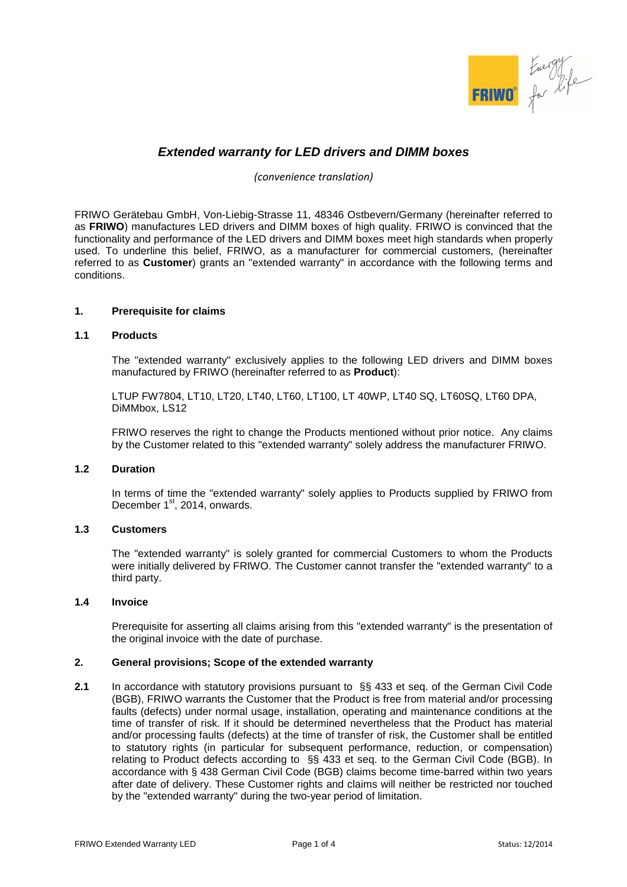# *Extended warranty for LED drivers and DIMM boxes*

*(convenience translation)*

FRIWO Gerätebau GmbH, Von-Liebig-Strasse 11, 48346 Ostbevern/Germany (hereinafter referred to as **FRIWO**) manufactures LED drivers and DIMM boxes of high quality. FRIWO is convinced that the functionality and performance of the LED drivers and DIMM boxes meet high standards when properly used. To underline this belief, FRIWO, as a manufacturer for commercial customers, (hereinafter referred to as **Customer**) grants an "extended warranty" in accordance with the following terms and conditions.

## 1. Prerequisite for claims

### 1.1 Products

The "extended warranty" exclusively applies to the following LED drivers and DIMM boxes manufactured by FRIWO (hereinafter referred to as **Product**):

LTUP FW7804, LT10, LT20, LT40, LT60, LT100, LT 40WP, LT40 SQ, LT60SQ, LT60 DPA, DiMMbox, LS12

FRIWO reserves the right to change the Products mentioned without prior notice. Any claims by the Customer related to this "extended warranty" solely address the manufacturer FRIWO.

### 1.2 Duration

In terms of time the "extended warranty" solely applies to Products supplied by FRIWO from December 1st, 2014, onwards.

### 1.3 Customers

The "extended warranty" is solely granted for commercial Customers to whom the Products were initially delivered by FRIWO. The Customer cannot transfer the "extended warranty" to a third party.

### 1.4 Invoice

Prerequisite for asserting all claims arising from this "extended warranty" is the presentation of the original invoice with the date of purchase.

## 2. General provisions; Scope of the extended warranty

**2.1** In accordance with statutory provisions pursuant to §§ 433 et seq. of the German Civil Code (BGB), FRIWO warrants the Customer that the Product is free from material and/or processing faults (defects) under normal usage, installation, operating and maintenance conditions at the time of transfer of risk. If it should be determined nevertheless that the Product has material and/or processing faults (defects) at the time of transfer of risk, the Customer shall be entitled to statutory rights (in particular for subsequent performance, reduction, or compensation) relating to Product defects according to §§ 433 et seq. to the German Civil Code (BGB). In accordance with § 438 German Civil Code (BGB) claims become time-barred within two years after date of delivery. These Customer rights and claims will neither be restricted nor touched by the "extended warranty" during the two-year period of limitation.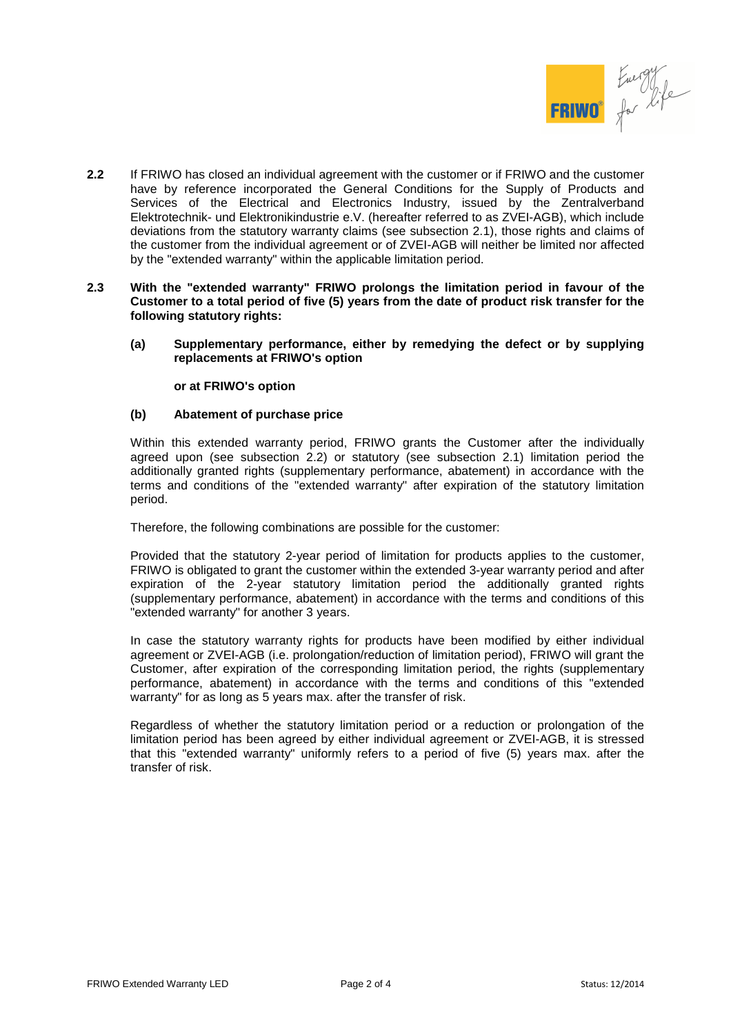**2.2** If FRIWO has closed an individual agreement with the customer or if FRIWO and the customer have by reference incorporated the General Conditions for the Supply of Products and Services of the Electrical and Electronics Industry, issued by the Zentralverband Elektrotechnik- und Elektronikindustrie e.V. (hereafter referred to as ZVEI-AGB), which include deviations from the statutory warranty claims (see subsection 2.1), those rights and claims of the customer from the individual agreement or of ZVEI-AGB will neither be limited nor affected by the "extended warranty" within the applicable limitation period.

**2.3 With the "extended warranty" FRIWO prolongs the limitation period in favour of the Customer to a total period of five (5) years from the date of product risk transfer for the following statutory rights:**

**(a) Supplementary performance, either by remedying the defect or by supplying replacements at FRIWO's option**

**or at FRIWO's option**

**(b) Abatement of purchase price**

Within this extended warranty period, FRIWO grants the Customer after the individually agreed upon (see subsection 2.2) or statutory (see subsection 2.1) limitation period the additionally granted rights (supplementary performance, abatement) in accordance with the terms and conditions of the "extended warranty" after expiration of the statutory limitation period.

Therefore, the following combinations are possible for the customer:

Provided that the statutory 2-year period of limitation for products applies to the customer, FRIWO is obligated to grant the customer within the extended 3-year warranty period and after expiration of the 2-year statutory limitation period the additionally granted rights (supplementary performance, abatement) in accordance with the terms and conditions of this "extended warranty" for another 3 years.

In case the statutory warranty rights for products have been modified by either individual agreement or ZVEI-AGB (i.e. prolongation/reduction of limitation period), FRIWO will grant the Customer, after expiration of the corresponding limitation period, the rights (supplementary performance, abatement) in accordance with the terms and conditions of this "extended warranty" for as long as 5 years max. after the transfer of risk.

Regardless of whether the statutory limitation period or a reduction or prolongation of the limitation period has been agreed by either individual agreement or ZVEI-AGB, it is stressed that this "extended warranty" uniformly refers to a period of five (5) years max. after the transfer of risk.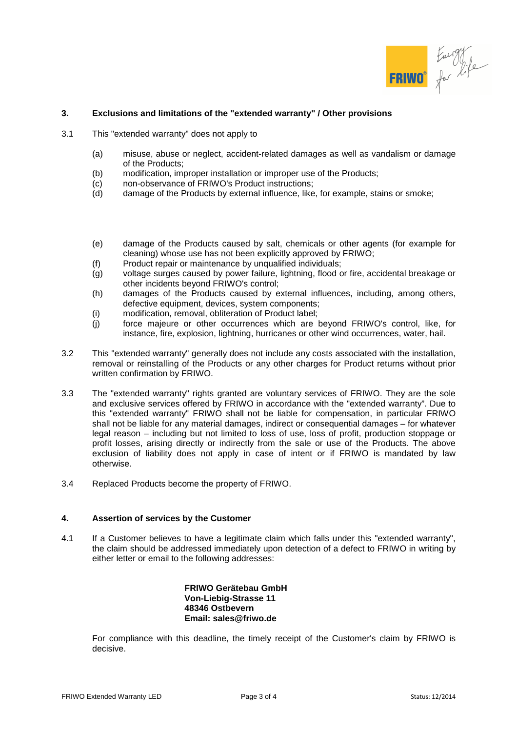## 3. Exclusions and limitations of the "extended warranty" / Other provisions

3.1 This "extended warranty" does not apply to

(a) misuse, abuse or neglect, accident-related damages as well as vandalism or damage of the Products;
(b) modification, improper installation or improper use of the Products;
(c) non-observance of FRIWO's Product instructions;
(d) damage of the Products by external influence, like, for example, stains or smoke;
(e) damage of the Products caused by salt, chemicals or other agents (for example for cleaning) whose use has not been explicitly approved by FRIWO;
(f) Product repair or maintenance by unqualified individuals;
(g) voltage surges caused by power failure, lightning, flood or fire, accidental breakage or other incidents beyond FRIWO's control;
(h) damages of the Products caused by external influences, including, among others, defective equipment, devices, system components;
(i) modification, removal, obliteration of Product label;
(j) force majeure or other occurrences which are beyond FRIWO's control, like, for instance, fire, explosion, lightning, hurricanes or other wind occurrences, water, hail.

3.2 This "extended warranty" generally does not include any costs associated with the installation, removal or reinstalling of the Products or any other charges for Product returns without prior written confirmation by FRIWO.

3.3 The "extended warranty" rights granted are voluntary services of FRIWO. They are the sole and exclusive services offered by FRIWO in accordance with the "extended warranty". Due to this "extended warranty" FRIWO shall not be liable for compensation, in particular FRIWO shall not be liable for any material damages, indirect or consequential damages – for whatever legal reason – including but not limited to loss of use, loss of profit, production stoppage or profit losses, arising directly or indirectly from the sale or use of the Products. The above exclusion of liability does not apply in case of intent or if FRIWO is mandated by law otherwise.

3.4 Replaced Products become the property of FRIWO.

## 4. Assertion of services by the Customer

4.1 If a Customer believes to have a legitimate claim which falls under this "extended warranty", the claim should be addressed immediately upon detection of a defect to FRIWO in writing by either letter or email to the following addresses:

**FRIWO Gerätebau GmbH**
**Von-Liebig-Strasse 11**
**48346 Ostbevern**
**Email: sales@friwo.de**

For compliance with this deadline, the timely receipt of the Customer's claim by FRIWO is decisive.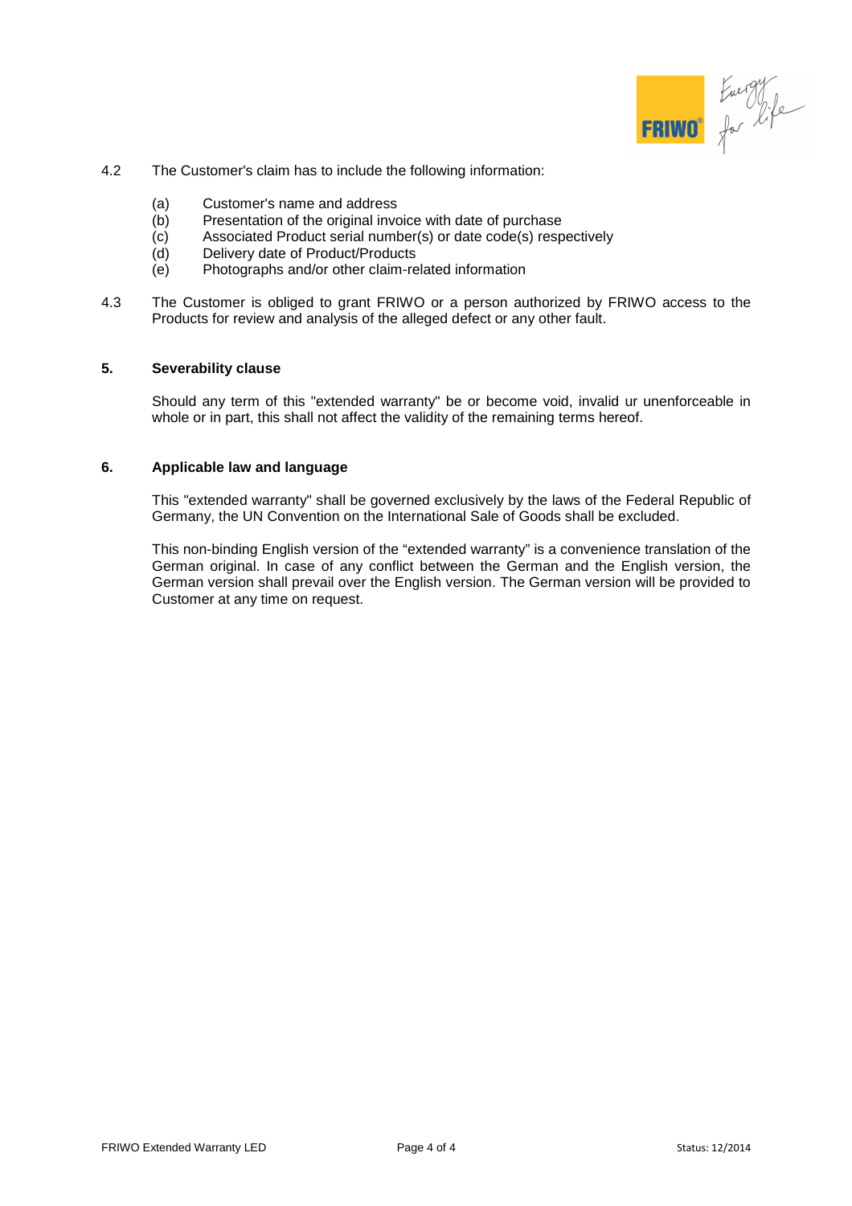4.2 The Customer's claim has to include the following information:

(a) Customer's name and address
(b) Presentation of the original invoice with date of purchase
(c) Associated Product serial number(s) or date code(s) respectively
(d) Delivery date of Product/Products
(e) Photographs and/or other claim-related information

4.3 The Customer is obliged to grant FRIWO or a person authorized by FRIWO access to the Products for review and analysis of the alleged defect or any other fault.

## 5. Severability clause

Should any term of this "extended warranty" be or become void, invalid ur unenforceable in whole or in part, this shall not affect the validity of the remaining terms hereof.

## 6. Applicable law and language

This "extended warranty" shall be governed exclusively by the laws of the Federal Republic of Germany, the UN Convention on the International Sale of Goods shall be excluded.

This non-binding English version of the “extended warranty” is a convenience translation of the German original. In case of any conflict between the German and the English version, the German version shall prevail over the English version. The German version will be provided to Customer at any time on request.